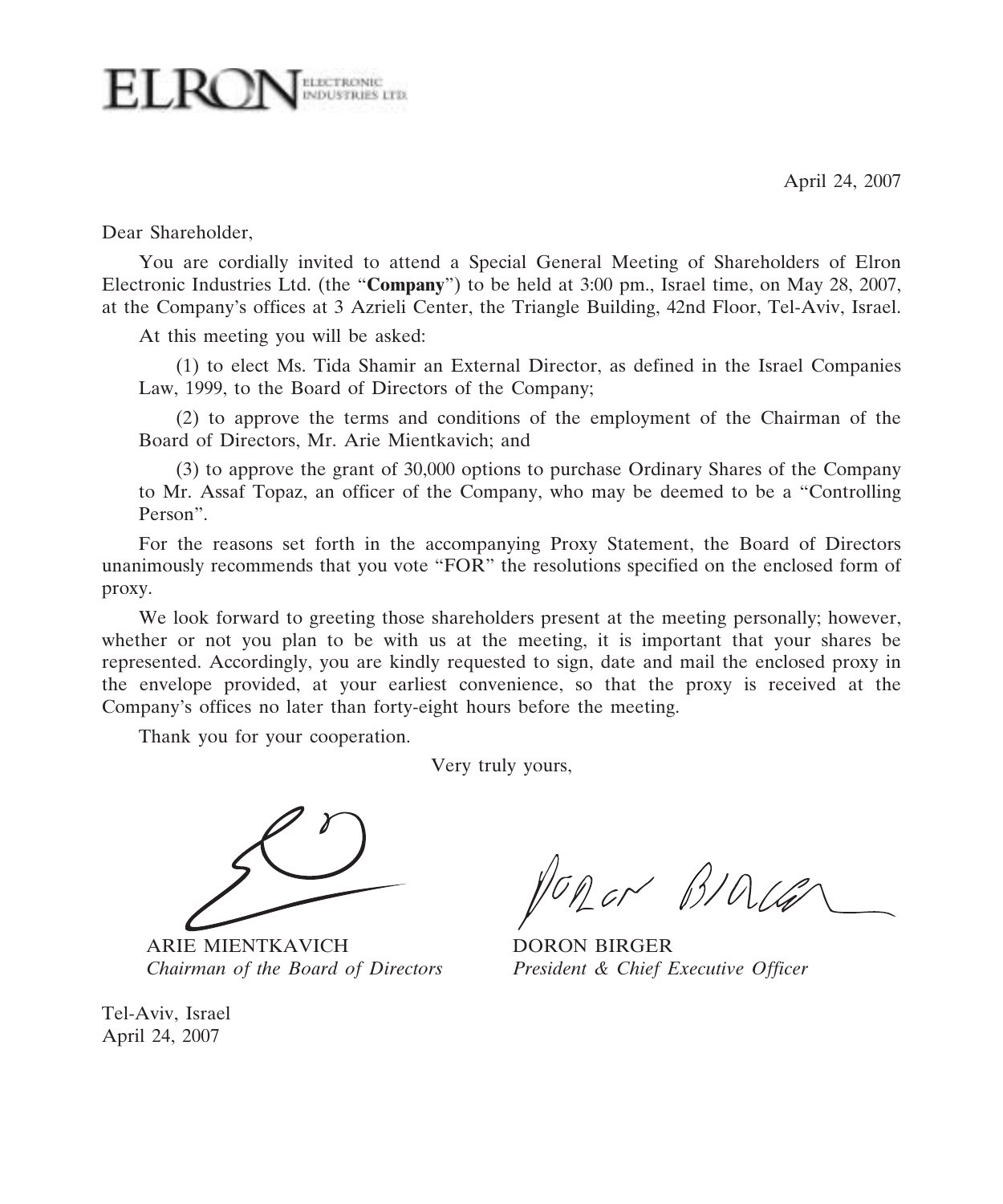ELRON ELECTRONIC INDUSTRIES LTD.

April 24, 2007

Dear Shareholder,

You are cordially invited to attend a Special General Meeting of Shareholders of Elron Electronic Industries Ltd. (the "**Company**") to be held at 3:00 pm., Israel time, on May 28, 2007, at the Company's offices at 3 Azrieli Center, the Triangle Building, 42nd Floor, Tel-Aviv, Israel.

At this meeting you will be asked:

(1) to elect Ms. Tida Shamir an External Director, as defined in the Israel Companies Law, 1999, to the Board of Directors of the Company;

(2) to approve the terms and conditions of the employment of the Chairman of the Board of Directors, Mr. Arie Mientkavich; and

(3) to approve the grant of 30,000 options to purchase Ordinary Shares of the Company to Mr. Assaf Topaz, an officer of the Company, who may be deemed to be a "Controlling Person".

For the reasons set forth in the accompanying Proxy Statement, the Board of Directors unanimously recommends that you vote "FOR" the resolutions specified on the enclosed form of proxy.

We look forward to greeting those shareholders present at the meeting personally; however, whether or not you plan to be with us at the meeting, it is important that your shares be represented. Accordingly, you are kindly requested to sign, date and mail the enclosed proxy in the envelope provided, at your earliest convenience, so that the proxy is received at the Company's offices no later than forty-eight hours before the meeting.

Thank you for your cooperation.

Very truly yours,

ARIE MIENTKAVICH
*Chairman of the Board of Directors*

DORON BIRGER
*President & Chief Executive Officer*

Tel-Aviv, Israel
April 24, 2007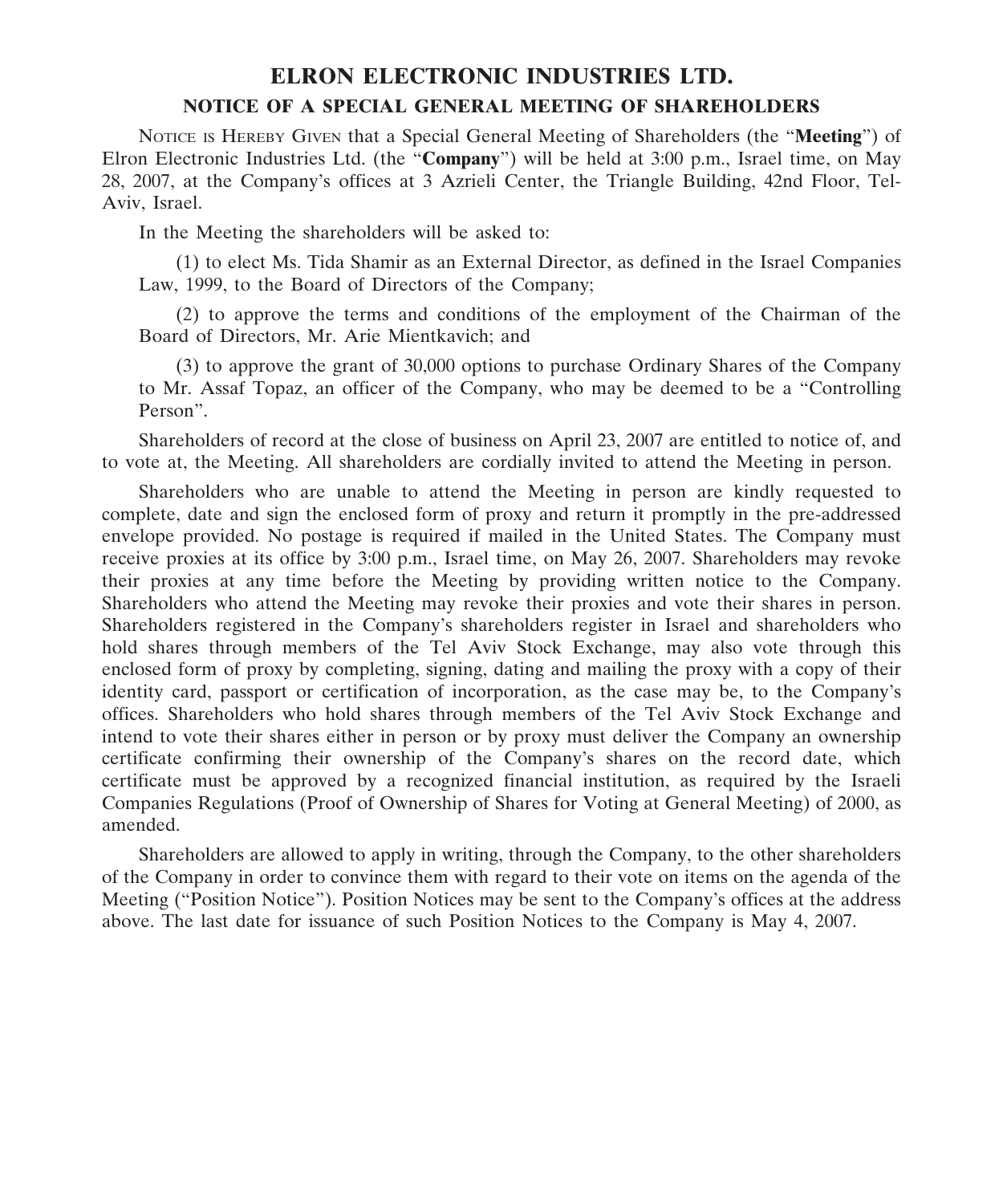# ELRON ELECTRONIC INDUSTRIES LTD.

## NOTICE OF A SPECIAL GENERAL MEETING OF SHAREHOLDERS

NOTICE IS HEREBY GIVEN that a Special General Meeting of Shareholders (the "**Meeting**") of Elron Electronic Industries Ltd. (the "**Company**") will be held at 3:00 p.m., Israel time, on May 28, 2007, at the Company's offices at 3 Azrieli Center, the Triangle Building, 42nd Floor, Tel-Aviv, Israel.

In the Meeting the shareholders will be asked to:

(1) to elect Ms. Tida Shamir as an External Director, as defined in the Israel Companies Law, 1999, to the Board of Directors of the Company;

(2) to approve the terms and conditions of the employment of the Chairman of the Board of Directors, Mr. Arie Mientkavich; and

(3) to approve the grant of 30,000 options to purchase Ordinary Shares of the Company to Mr. Assaf Topaz, an officer of the Company, who may be deemed to be a "Controlling Person".

Shareholders of record at the close of business on April 23, 2007 are entitled to notice of, and to vote at, the Meeting. All shareholders are cordially invited to attend the Meeting in person.

Shareholders who are unable to attend the Meeting in person are kindly requested to complete, date and sign the enclosed form of proxy and return it promptly in the pre-addressed envelope provided. No postage is required if mailed in the United States. The Company must receive proxies at its office by 3:00 p.m., Israel time, on May 26, 2007. Shareholders may revoke their proxies at any time before the Meeting by providing written notice to the Company. Shareholders who attend the Meeting may revoke their proxies and vote their shares in person. Shareholders registered in the Company's shareholders register in Israel and shareholders who hold shares through members of the Tel Aviv Stock Exchange, may also vote through this enclosed form of proxy by completing, signing, dating and mailing the proxy with a copy of their identity card, passport or certification of incorporation, as the case may be, to the Company's offices. Shareholders who hold shares through members of the Tel Aviv Stock Exchange and intend to vote their shares either in person or by proxy must deliver the Company an ownership certificate confirming their ownership of the Company's shares on the record date, which certificate must be approved by a recognized financial institution, as required by the Israeli Companies Regulations (Proof of Ownership of Shares for Voting at General Meeting) of 2000, as amended.

Shareholders are allowed to apply in writing, through the Company, to the other shareholders of the Company in order to convince them with regard to their vote on items on the agenda of the Meeting ("Position Notice"). Position Notices may be sent to the Company's offices at the address above. The last date for issuance of such Position Notices to the Company is May 4, 2007.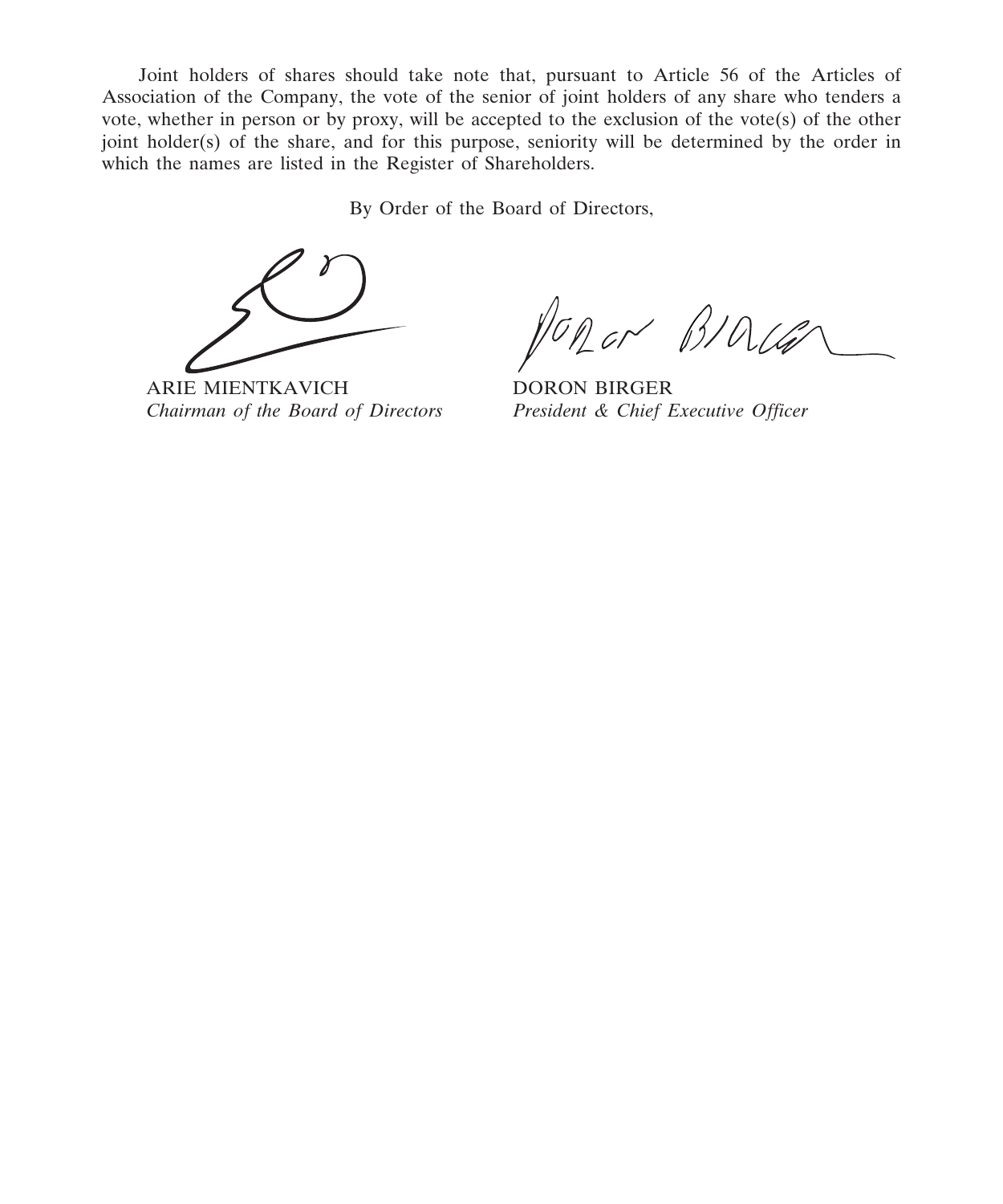Joint holders of shares should take note that, pursuant to Article 56 of the Articles of Association of the Company, the vote of the senior of joint holders of any share who tenders a vote, whether in person or by proxy, will be accepted to the exclusion of the vote(s) of the other joint holder(s) of the share, and for this purpose, seniority will be determined by the order in which the names are listed in the Register of Shareholders.

By Order of the Board of Directors,

| | |
|---|---|
| ARIE MIENTKAVICH | DORON BIRGER |
| *Chairman of the Board of Directors* | *President & Chief Executive Officer* |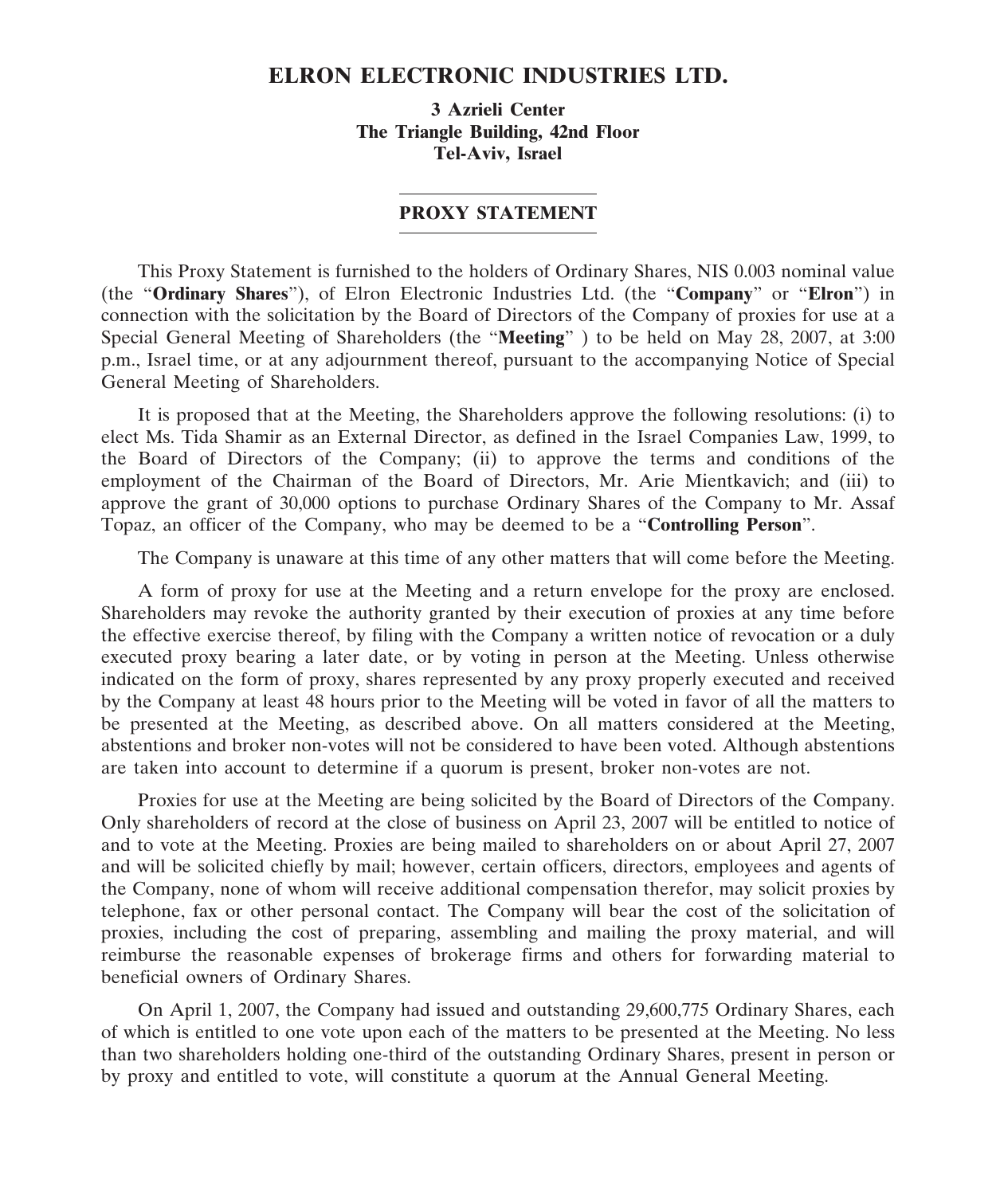# ELRON ELECTRONIC INDUSTRIES LTD.

**3 Azrieli Center**
**The Triangle Building, 42nd Floor**
**Tel-Aviv, Israel**

## PROXY STATEMENT

This Proxy Statement is furnished to the holders of Ordinary Shares, NIS 0.003 nominal value (the "**Ordinary Shares**"), of Elron Electronic Industries Ltd. (the "**Company**" or "**Elron**") in connection with the solicitation by the Board of Directors of the Company of proxies for use at a Special General Meeting of Shareholders (the "**Meeting**" ) to be held on May 28, 2007, at 3:00 p.m., Israel time, or at any adjournment thereof, pursuant to the accompanying Notice of Special General Meeting of Shareholders.

It is proposed that at the Meeting, the Shareholders approve the following resolutions: (i) to elect Ms. Tida Shamir as an External Director, as defined in the Israel Companies Law, 1999, to the Board of Directors of the Company; (ii) to approve the terms and conditions of the employment of the Chairman of the Board of Directors, Mr. Arie Mientkavich; and (iii) to approve the grant of 30,000 options to purchase Ordinary Shares of the Company to Mr. Assaf Topaz, an officer of the Company, who may be deemed to be a "**Controlling Person**".

The Company is unaware at this time of any other matters that will come before the Meeting.

A form of proxy for use at the Meeting and a return envelope for the proxy are enclosed. Shareholders may revoke the authority granted by their execution of proxies at any time before the effective exercise thereof, by filing with the Company a written notice of revocation or a duly executed proxy bearing a later date, or by voting in person at the Meeting. Unless otherwise indicated on the form of proxy, shares represented by any proxy properly executed and received by the Company at least 48 hours prior to the Meeting will be voted in favor of all the matters to be presented at the Meeting, as described above. On all matters considered at the Meeting, abstentions and broker non-votes will not be considered to have been voted. Although abstentions are taken into account to determine if a quorum is present, broker non-votes are not.

Proxies for use at the Meeting are being solicited by the Board of Directors of the Company. Only shareholders of record at the close of business on April 23, 2007 will be entitled to notice of and to vote at the Meeting. Proxies are being mailed to shareholders on or about April 27, 2007 and will be solicited chiefly by mail; however, certain officers, directors, employees and agents of the Company, none of whom will receive additional compensation therefor, may solicit proxies by telephone, fax or other personal contact. The Company will bear the cost of the solicitation of proxies, including the cost of preparing, assembling and mailing the proxy material, and will reimburse the reasonable expenses of brokerage firms and others for forwarding material to beneficial owners of Ordinary Shares.

On April 1, 2007, the Company had issued and outstanding 29,600,775 Ordinary Shares, each of which is entitled to one vote upon each of the matters to be presented at the Meeting. No less than two shareholders holding one-third of the outstanding Ordinary Shares, present in person or by proxy and entitled to vote, will constitute a quorum at the Annual General Meeting.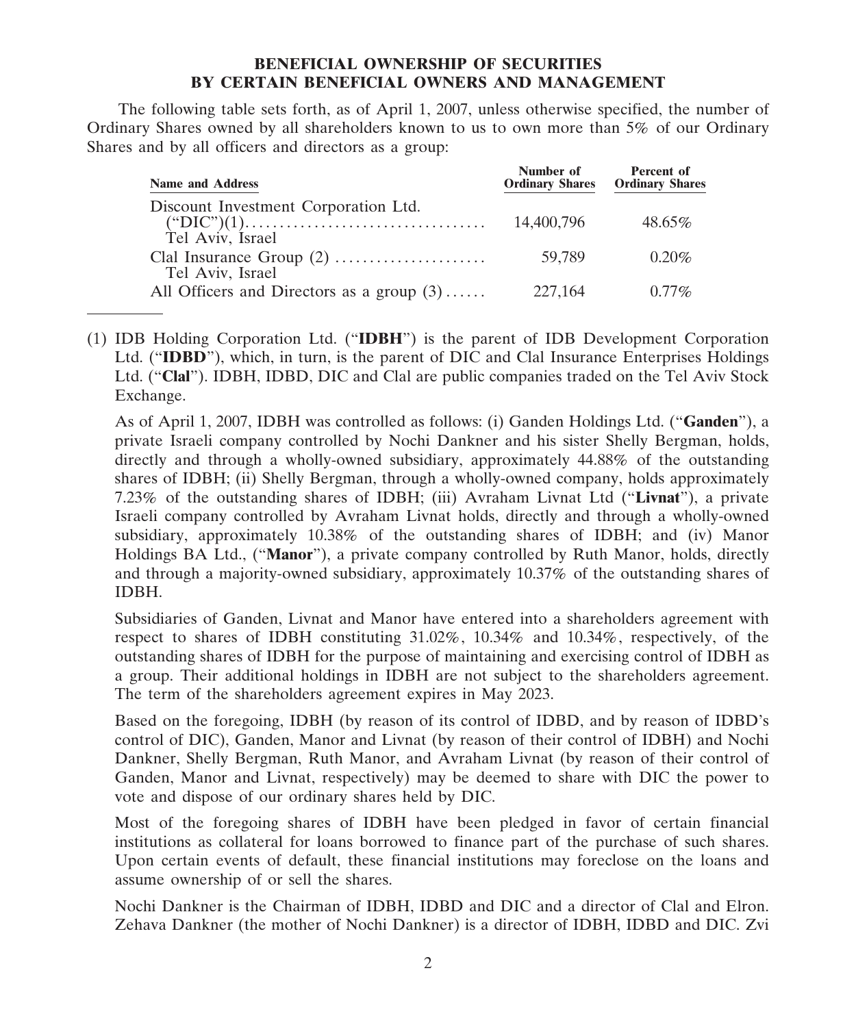# BENEFICIAL OWNERSHIP OF SECURITIES BY CERTAIN BENEFICIAL OWNERS AND MANAGEMENT

The following table sets forth, as of April 1, 2007, unless otherwise specified, the number of Ordinary Shares owned by all shareholders known to us to own more than 5% of our Ordinary Shares and by all officers and directors as a group:

| Name and Address | Number of Ordinary Shares | Percent of Ordinary Shares |
|---|---|---|
| Discount Investment Corporation Ltd. ("DIC")(1) Tel Aviv, Israel | 14,400,796 | 48.65% |
| Clal Insurance Group (2) Tel Aviv, Israel | 59,789 | 0.20% |
| All Officers and Directors as a group (3) | 227,164 | 0.77% |

(1) IDB Holding Corporation Ltd. ("**IDBH**") is the parent of IDB Development Corporation Ltd. ("**IDBD**"), which, in turn, is the parent of DIC and Clal Insurance Enterprises Holdings Ltd. ("**Clal**"). IDBH, IDBD, DIC and Clal are public companies traded on the Tel Aviv Stock Exchange.

As of April 1, 2007, IDBH was controlled as follows: (i) Ganden Holdings Ltd. ("**Ganden**"), a private Israeli company controlled by Nochi Dankner and his sister Shelly Bergman, holds, directly and through a wholly-owned subsidiary, approximately 44.88% of the outstanding shares of IDBH; (ii) Shelly Bergman, through a wholly-owned company, holds approximately 7.23% of the outstanding shares of IDBH; (iii) Avraham Livnat Ltd ("**Livnat**"), a private Israeli company controlled by Avraham Livnat holds, directly and through a wholly-owned subsidiary, approximately 10.38% of the outstanding shares of IDBH; and (iv) Manor Holdings BA Ltd., ("**Manor**"), a private company controlled by Ruth Manor, holds, directly and through a majority-owned subsidiary, approximately 10.37% of the outstanding shares of IDBH.

Subsidiaries of Ganden, Livnat and Manor have entered into a shareholders agreement with respect to shares of IDBH constituting 31.02%, 10.34% and 10.34%, respectively, of the outstanding shares of IDBH for the purpose of maintaining and exercising control of IDBH as a group. Their additional holdings in IDBH are not subject to the shareholders agreement. The term of the shareholders agreement expires in May 2023.

Based on the foregoing, IDBH (by reason of its control of IDBD, and by reason of IDBD's control of DIC), Ganden, Manor and Livnat (by reason of their control of IDBH) and Nochi Dankner, Shelly Bergman, Ruth Manor, and Avraham Livnat (by reason of their control of Ganden, Manor and Livnat, respectively) may be deemed to share with DIC the power to vote and dispose of our ordinary shares held by DIC.

Most of the foregoing shares of IDBH have been pledged in favor of certain financial institutions as collateral for loans borrowed to finance part of the purchase of such shares. Upon certain events of default, these financial institutions may foreclose on the loans and assume ownership of or sell the shares.

Nochi Dankner is the Chairman of IDBH, IDBD and DIC and a director of Clal and Elron. Zehava Dankner (the mother of Nochi Dankner) is a director of IDBH, IDBD and DIC. Zvi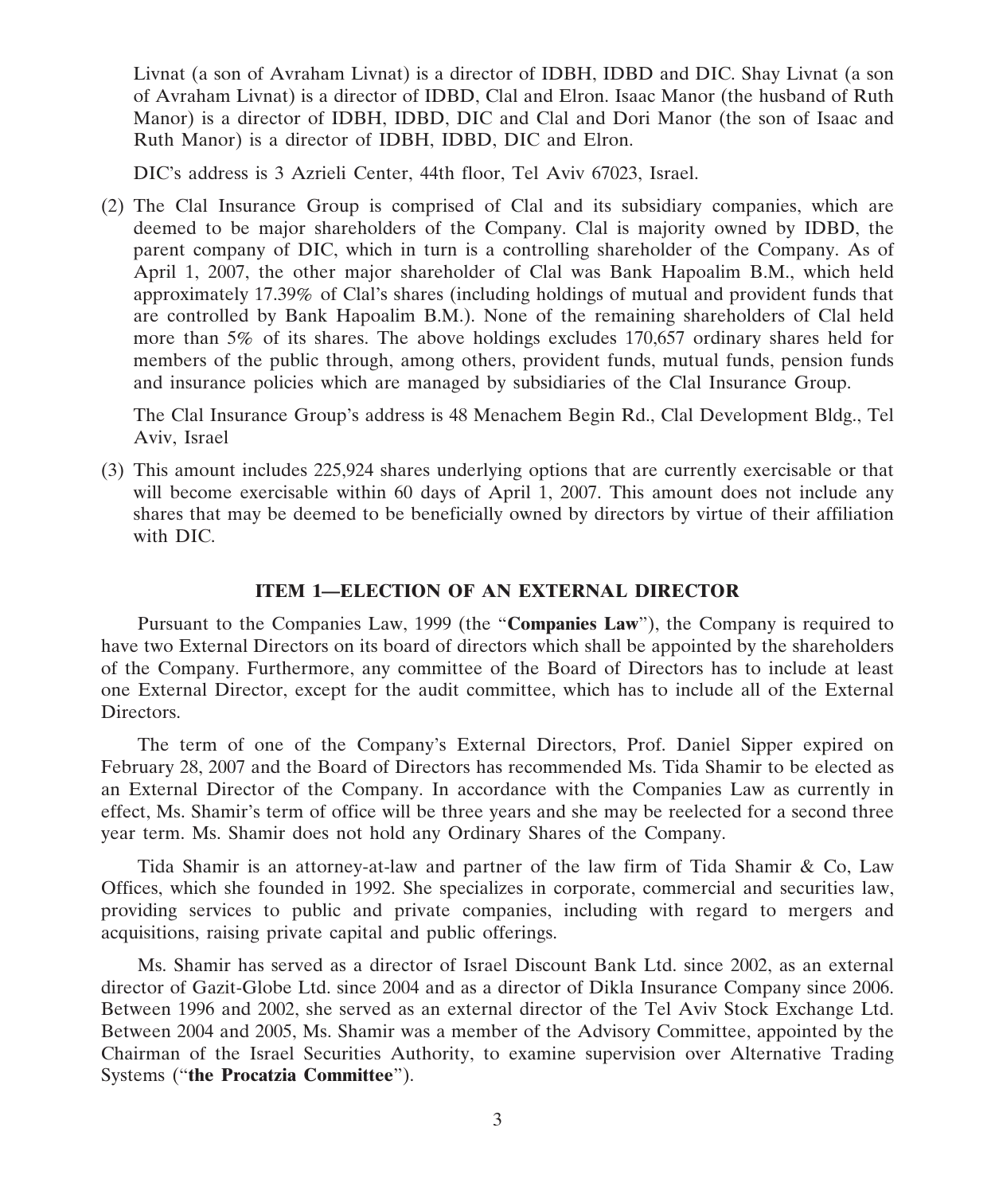Livnat (a son of Avraham Livnat) is a director of IDBH, IDBD and DIC. Shay Livnat (a son of Avraham Livnat) is a director of IDBD, Clal and Elron. Isaac Manor (the husband of Ruth Manor) is a director of IDBH, IDBD, DIC and Clal and Dori Manor (the son of Isaac and Ruth Manor) is a director of IDBH, IDBD, DIC and Elron.

DIC's address is 3 Azrieli Center, 44th floor, Tel Aviv 67023, Israel.

(2) The Clal Insurance Group is comprised of Clal and its subsidiary companies, which are deemed to be major shareholders of the Company. Clal is majority owned by IDBD, the parent company of DIC, which in turn is a controlling shareholder of the Company. As of April 1, 2007, the other major shareholder of Clal was Bank Hapoalim B.M., which held approximately 17.39% of Clal's shares (including holdings of mutual and provident funds that are controlled by Bank Hapoalim B.M.). None of the remaining shareholders of Clal held more than 5% of its shares. The above holdings excludes 170,657 ordinary shares held for members of the public through, among others, provident funds, mutual funds, pension funds and insurance policies which are managed by subsidiaries of the Clal Insurance Group.

The Clal Insurance Group's address is 48 Menachem Begin Rd., Clal Development Bldg., Tel Aviv, Israel

(3) This amount includes 225,924 shares underlying options that are currently exercisable or that will become exercisable within 60 days of April 1, 2007. This amount does not include any shares that may be deemed to be beneficially owned by directors by virtue of their affiliation with DIC.

## ITEM 1—ELECTION OF AN EXTERNAL DIRECTOR

Pursuant to the Companies Law, 1999 (the "**Companies Law**"), the Company is required to have two External Directors on its board of directors which shall be appointed by the shareholders of the Company. Furthermore, any committee of the Board of Directors has to include at least one External Director, except for the audit committee, which has to include all of the External Directors.

The term of one of the Company's External Directors, Prof. Daniel Sipper expired on February 28, 2007 and the Board of Directors has recommended Ms. Tida Shamir to be elected as an External Director of the Company. In accordance with the Companies Law as currently in effect, Ms. Shamir's term of office will be three years and she may be reelected for a second three year term. Ms. Shamir does not hold any Ordinary Shares of the Company.

Tida Shamir is an attorney-at-law and partner of the law firm of Tida Shamir & Co, Law Offices, which she founded in 1992. She specializes in corporate, commercial and securities law, providing services to public and private companies, including with regard to mergers and acquisitions, raising private capital and public offerings.

Ms. Shamir has served as a director of Israel Discount Bank Ltd. since 2002, as an external director of Gazit-Globe Ltd. since 2004 and as a director of Dikla Insurance Company since 2006. Between 1996 and 2002, she served as an external director of the Tel Aviv Stock Exchange Ltd. Between 2004 and 2005, Ms. Shamir was a member of the Advisory Committee, appointed by the Chairman of the Israel Securities Authority, to examine supervision over Alternative Trading Systems ("**the Procatzia Committee**").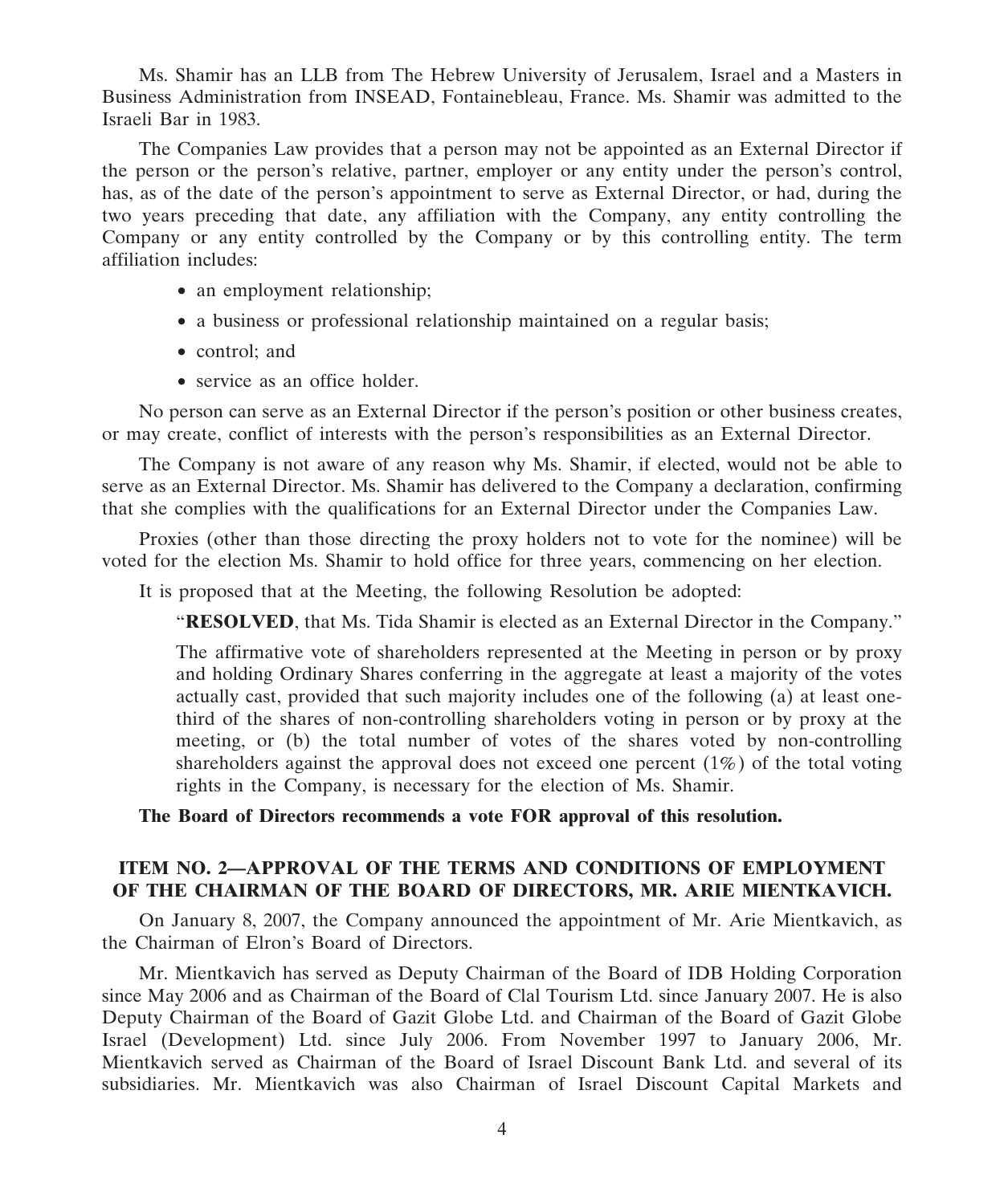Ms. Shamir has an LLB from The Hebrew University of Jerusalem, Israel and a Masters in Business Administration from INSEAD, Fontainebleau, France. Ms. Shamir was admitted to the Israeli Bar in 1983.

The Companies Law provides that a person may not be appointed as an External Director if the person or the person's relative, partner, employer or any entity under the person's control, has, as of the date of the person's appointment to serve as External Director, or had, during the two years preceding that date, any affiliation with the Company, any entity controlling the Company or any entity controlled by the Company or by this controlling entity. The term affiliation includes:

- an employment relationship;
- a business or professional relationship maintained on a regular basis;
- control; and
- service as an office holder.

No person can serve as an External Director if the person's position or other business creates, or may create, conflict of interests with the person's responsibilities as an External Director.

The Company is not aware of any reason why Ms. Shamir, if elected, would not be able to serve as an External Director. Ms. Shamir has delivered to the Company a declaration, confirming that she complies with the qualifications for an External Director under the Companies Law.

Proxies (other than those directing the proxy holders not to vote for the nominee) will be voted for the election Ms. Shamir to hold office for three years, commencing on her election.

It is proposed that at the Meeting, the following Resolution be adopted:

> "**RESOLVED**, that Ms. Tida Shamir is elected as an External Director in the Company."
>
> The affirmative vote of shareholders represented at the Meeting in person or by proxy and holding Ordinary Shares conferring in the aggregate at least a majority of the votes actually cast, provided that such majority includes one of the following (a) at least one-third of the shares of non-controlling shareholders voting in person or by proxy at the meeting, or (b) the total number of votes of the shares voted by non-controlling shareholders against the approval does not exceed one percent (1%) of the total voting rights in the Company, is necessary for the election of Ms. Shamir.

**The Board of Directors recommends a vote FOR approval of this resolution.**

## ITEM NO. 2—APPROVAL OF THE TERMS AND CONDITIONS OF EMPLOYMENT OF THE CHAIRMAN OF THE BOARD OF DIRECTORS, MR. ARIE MIENTKAVICH.

On January 8, 2007, the Company announced the appointment of Mr. Arie Mientkavich, as the Chairman of Elron's Board of Directors.

Mr. Mientkavich has served as Deputy Chairman of the Board of IDB Holding Corporation since May 2006 and as Chairman of the Board of Clal Tourism Ltd. since January 2007. He is also Deputy Chairman of the Board of Gazit Globe Ltd. and Chairman of the Board of Gazit Globe Israel (Development) Ltd. since July 2006. From November 1997 to January 2006, Mr. Mientkavich served as Chairman of the Board of Israel Discount Bank Ltd. and several of its subsidiaries. Mr. Mientkavich was also Chairman of Israel Discount Capital Markets and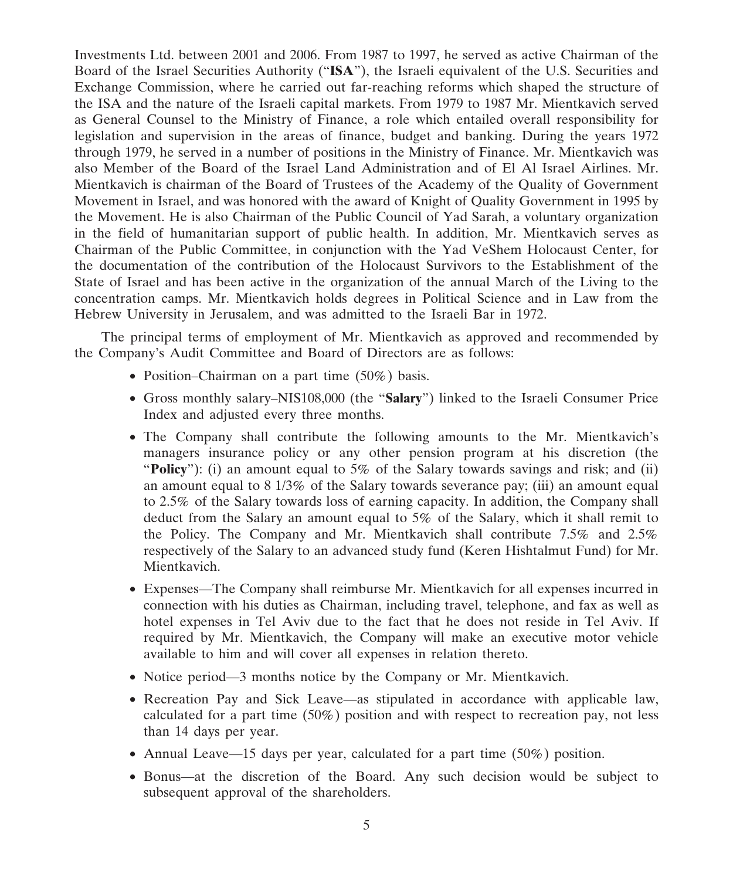Investments Ltd. between 2001 and 2006. From 1987 to 1997, he served as active Chairman of the Board of the Israel Securities Authority ("**ISA**"), the Israeli equivalent of the U.S. Securities and Exchange Commission, where he carried out far-reaching reforms which shaped the structure of the ISA and the nature of the Israeli capital markets. From 1979 to 1987 Mr. Mientkavich served as General Counsel to the Ministry of Finance, a role which entailed overall responsibility for legislation and supervision in the areas of finance, budget and banking. During the years 1972 through 1979, he served in a number of positions in the Ministry of Finance. Mr. Mientkavich was also Member of the Board of the Israel Land Administration and of El Al Israel Airlines. Mr. Mientkavich is chairman of the Board of Trustees of the Academy of the Quality of Government Movement in Israel, and was honored with the award of Knight of Quality Government in 1995 by the Movement. He is also Chairman of the Public Council of Yad Sarah, a voluntary organization in the field of humanitarian support of public health. In addition, Mr. Mientkavich serves as Chairman of the Public Committee, in conjunction with the Yad VeShem Holocaust Center, for the documentation of the contribution of the Holocaust Survivors to the Establishment of the State of Israel and has been active in the organization of the annual March of the Living to the concentration camps. Mr. Mientkavich holds degrees in Political Science and in Law from the Hebrew University in Jerusalem, and was admitted to the Israeli Bar in 1972.

The principal terms of employment of Mr. Mientkavich as approved and recommended by the Company's Audit Committee and Board of Directors are as follows:

- Position–Chairman on a part time (50%) basis.
- Gross monthly salary–NIS108,000 (the "**Salary**") linked to the Israeli Consumer Price Index and adjusted every three months.
- The Company shall contribute the following amounts to the Mr. Mientkavich's managers insurance policy or any other pension program at his discretion (the "**Policy**"): (i) an amount equal to 5% of the Salary towards savings and risk; and (ii) an amount equal to 8 1/3% of the Salary towards severance pay; (iii) an amount equal to 2.5% of the Salary towards loss of earning capacity. In addition, the Company shall deduct from the Salary an amount equal to 5% of the Salary, which it shall remit to the Policy. The Company and Mr. Mientkavich shall contribute 7.5% and 2.5% respectively of the Salary to an advanced study fund (Keren Hishtalmut Fund) for Mr. Mientkavich.
- Expenses—The Company shall reimburse Mr. Mientkavich for all expenses incurred in connection with his duties as Chairman, including travel, telephone, and fax as well as hotel expenses in Tel Aviv due to the fact that he does not reside in Tel Aviv. If required by Mr. Mientkavich, the Company will make an executive motor vehicle available to him and will cover all expenses in relation thereto.
- Notice period—3 months notice by the Company or Mr. Mientkavich.
- Recreation Pay and Sick Leave—as stipulated in accordance with applicable law, calculated for a part time (50%) position and with respect to recreation pay, not less than 14 days per year.
- Annual Leave—15 days per year, calculated for a part time (50%) position.
- Bonus—at the discretion of the Board. Any such decision would be subject to subsequent approval of the shareholders.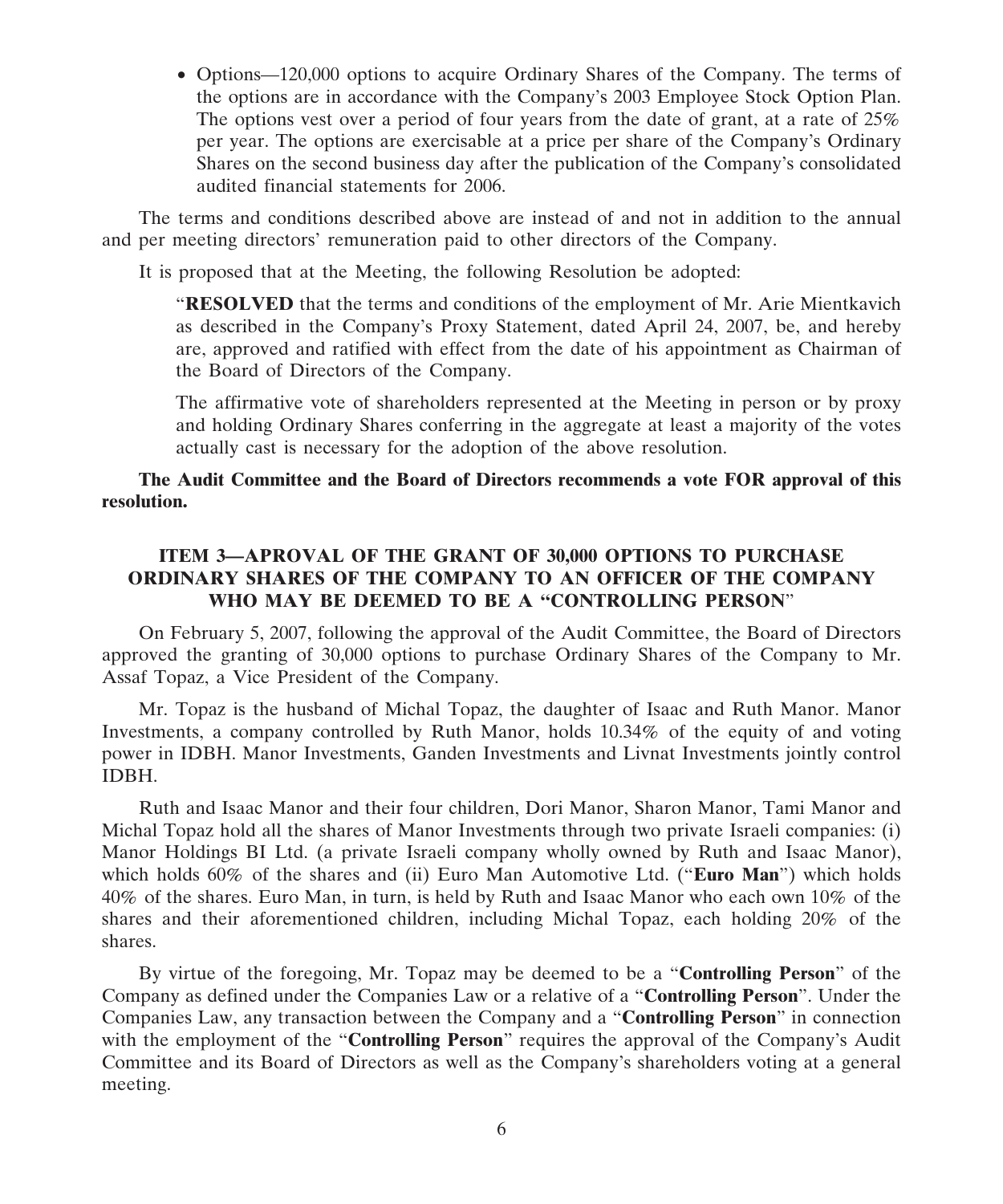- Options—120,000 options to acquire Ordinary Shares of the Company. The terms of the options are in accordance with the Company's 2003 Employee Stock Option Plan. The options vest over a period of four years from the date of grant, at a rate of 25% per year. The options are exercisable at a price per share of the Company's Ordinary Shares on the second business day after the publication of the Company's consolidated audited financial statements for 2006.

The terms and conditions described above are instead of and not in addition to the annual and per meeting directors' remuneration paid to other directors of the Company.

It is proposed that at the Meeting, the following Resolution be adopted:

> "**RESOLVED** that the terms and conditions of the employment of Mr. Arie Mientkavich as described in the Company's Proxy Statement, dated April 24, 2007, be, and hereby are, approved and ratified with effect from the date of his appointment as Chairman of the Board of Directors of the Company.
>
> The affirmative vote of shareholders represented at the Meeting in person or by proxy and holding Ordinary Shares conferring in the aggregate at least a majority of the votes actually cast is necessary for the adoption of the above resolution.

**The Audit Committee and the Board of Directors recommends a vote FOR approval of this resolution.**

## ITEM 3—APROVAL OF THE GRANT OF 30,000 OPTIONS TO PURCHASE ORDINARY SHARES OF THE COMPANY TO AN OFFICER OF THE COMPANY WHO MAY BE DEEMED TO BE A "CONTROLLING PERSON"

On February 5, 2007, following the approval of the Audit Committee, the Board of Directors approved the granting of 30,000 options to purchase Ordinary Shares of the Company to Mr. Assaf Topaz, a Vice President of the Company.

Mr. Topaz is the husband of Michal Topaz, the daughter of Isaac and Ruth Manor. Manor Investments, a company controlled by Ruth Manor, holds 10.34% of the equity of and voting power in IDBH. Manor Investments, Ganden Investments and Livnat Investments jointly control IDBH.

Ruth and Isaac Manor and their four children, Dori Manor, Sharon Manor, Tami Manor and Michal Topaz hold all the shares of Manor Investments through two private Israeli companies: (i) Manor Holdings BI Ltd. (a private Israeli company wholly owned by Ruth and Isaac Manor), which holds 60% of the shares and (ii) Euro Man Automotive Ltd. ("**Euro Man**") which holds 40% of the shares. Euro Man, in turn, is held by Ruth and Isaac Manor who each own 10% of the shares and their aforementioned children, including Michal Topaz, each holding 20% of the shares.

By virtue of the foregoing, Mr. Topaz may be deemed to be a "**Controlling Person**" of the Company as defined under the Companies Law or a relative of a "**Controlling Person**". Under the Companies Law, any transaction between the Company and a "**Controlling Person**" in connection with the employment of the "**Controlling Person**" requires the approval of the Company's Audit Committee and its Board of Directors as well as the Company's shareholders voting at a general meeting.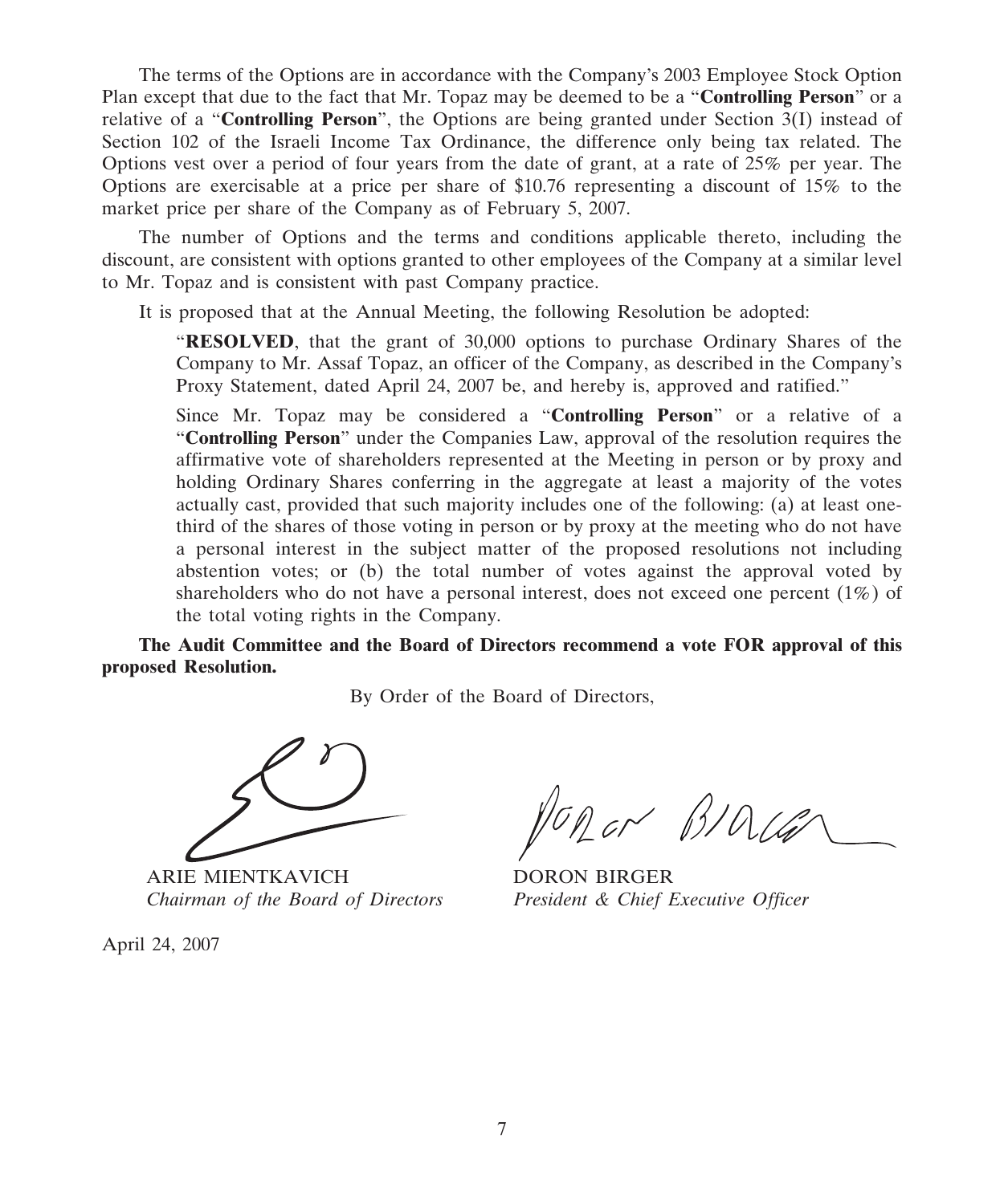The terms of the Options are in accordance with the Company's 2003 Employee Stock Option Plan except that due to the fact that Mr. Topaz may be deemed to be a "**Controlling Person**" or a relative of a "**Controlling Person**", the Options are being granted under Section 3(I) instead of Section 102 of the Israeli Income Tax Ordinance, the difference only being tax related. The Options vest over a period of four years from the date of grant, at a rate of 25% per year. The Options are exercisable at a price per share of $10.76 representing a discount of 15% to the market price per share of the Company as of February 5, 2007.

The number of Options and the terms and conditions applicable thereto, including the discount, are consistent with options granted to other employees of the Company at a similar level to Mr. Topaz and is consistent with past Company practice.

It is proposed that at the Annual Meeting, the following Resolution be adopted:

> "**RESOLVED**, that the grant of 30,000 options to purchase Ordinary Shares of the Company to Mr. Assaf Topaz, an officer of the Company, as described in the Company's Proxy Statement, dated April 24, 2007 be, and hereby is, approved and ratified."
>
> Since Mr. Topaz may be considered a "**Controlling Person**" or a relative of a "**Controlling Person**" under the Companies Law, approval of the resolution requires the affirmative vote of shareholders represented at the Meeting in person or by proxy and holding Ordinary Shares conferring in the aggregate at least a majority of the votes actually cast, provided that such majority includes one of the following: (a) at least one-third of the shares of those voting in person or by proxy at the meeting who do not have a personal interest in the subject matter of the proposed resolutions not including abstention votes; or (b) the total number of votes against the approval voted by shareholders who do not have a personal interest, does not exceed one percent (1%) of the total voting rights in the Company.

**The Audit Committee and the Board of Directors recommend a vote FOR approval of this proposed Resolution.**

By Order of the Board of Directors,

ARIE MIENTKAVICH
*Chairman of the Board of Directors*

DORON BIRGER
*President & Chief Executive Officer*

April 24, 2007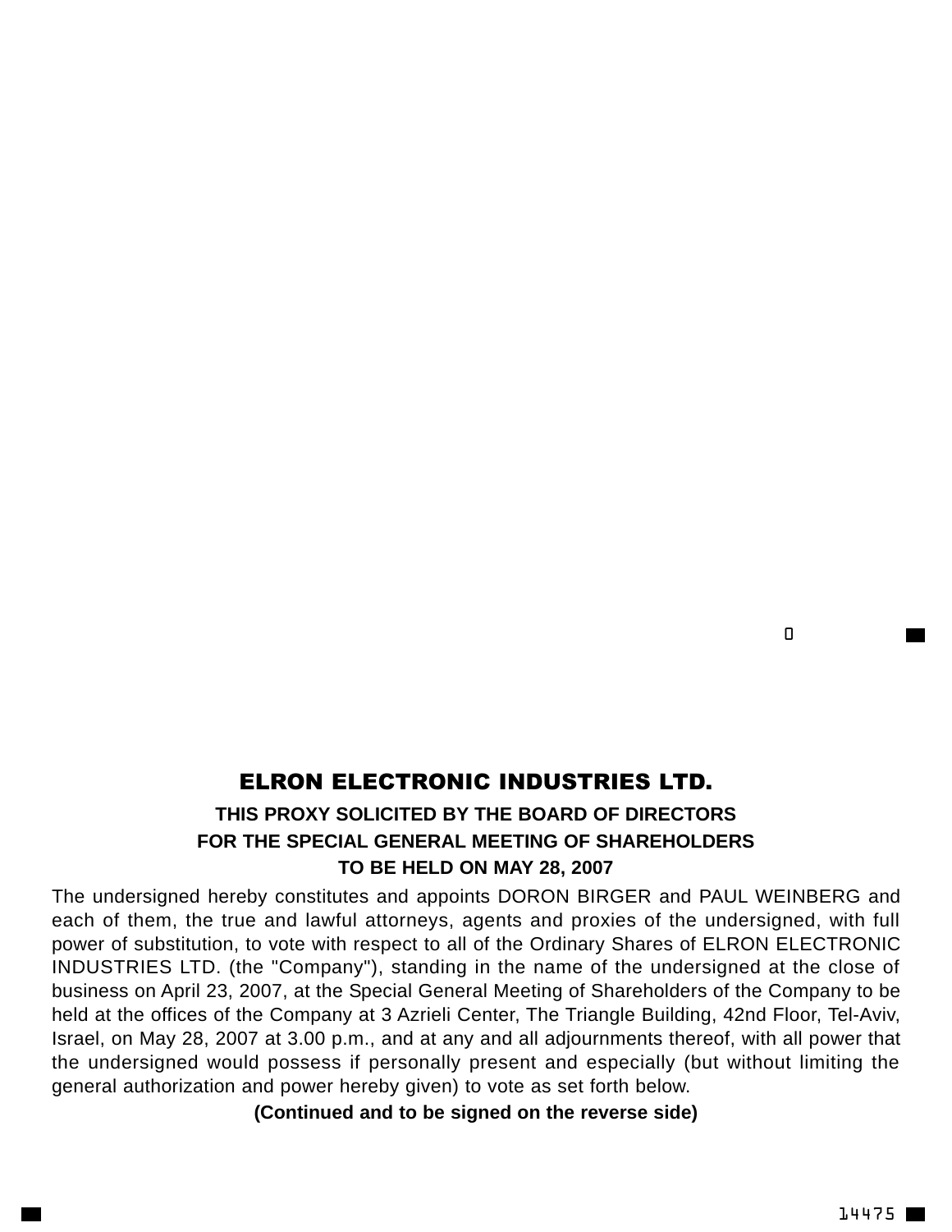# ELRON ELECTRONIC INDUSTRIES LTD.

**THIS PROXY SOLICITED BY THE BOARD OF DIRECTORS**

**FOR THE SPECIAL GENERAL MEETING OF SHAREHOLDERS**

**TO BE HELD ON MAY 28, 2007**

The undersigned hereby constitutes and appoints DORON BIRGER and PAUL WEINBERG and each of them, the true and lawful attorneys, agents and proxies of the undersigned, with full power of substitution, to vote with respect to all of the Ordinary Shares of ELRON ELECTRONIC INDUSTRIES LTD. (the "Company"), standing in the name of the undersigned at the close of business on April 23, 2007, at the Special General Meeting of Shareholders of the Company to be held at the offices of the Company at 3 Azrieli Center, The Triangle Building, 42nd Floor, Tel-Aviv, Israel, on May 28, 2007 at 3.00 p.m., and at any and all adjournments thereof, with all power that the undersigned would possess if personally present and especially (but without limiting the general authorization and power hereby given) to vote as set forth below.

**(Continued and to be signed on the reverse side)**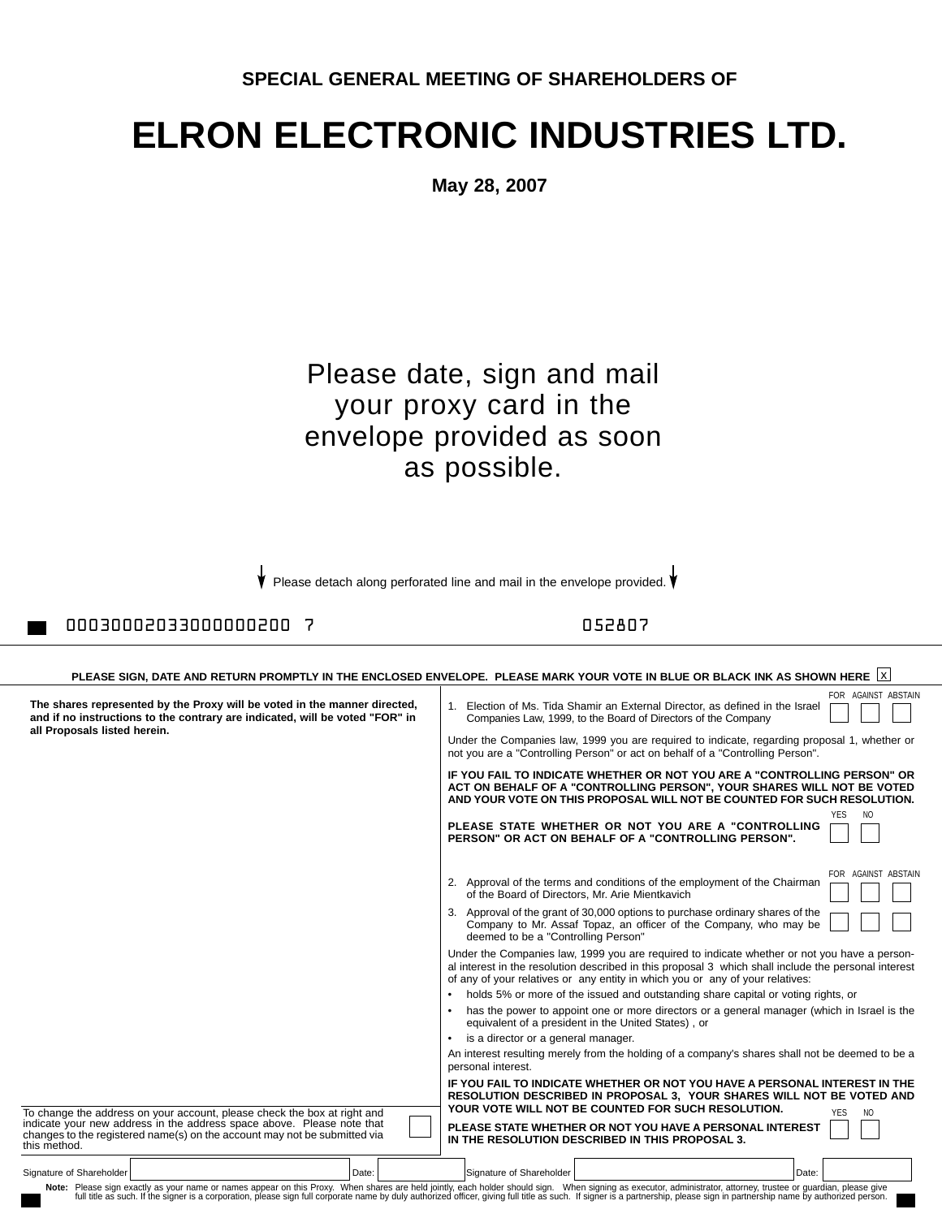## SPECIAL GENERAL MEETING OF SHAREHOLDERS OF

# ELRON ELECTRONIC INDUSTRIES LTD.

**May 28, 2007**

Please date, sign and mail your proxy card in the envelope provided as soon as possible.

Please detach along perforated line and mail in the envelope provided.

00030002033000000200 7 052807

**PLEASE SIGN, DATE AND RETURN PROMPTLY IN THE ENCLOSED ENVELOPE. PLEASE MARK YOUR VOTE IN BLUE OR BLACK INK AS SHOWN HERE** x

**The shares represented by the Proxy will be voted in the manner directed, and if no instructions to the contrary are indicated, will be voted "FOR" in all Proposals listed herein.**

| | FOR | AGAINST | ABSTAIN |
|---|---|---|---|
| 1. Election of Ms. Tida Shamir an External Director, as defined in the Israel Companies Law, 1999, to the Board of Directors of the Company | ☐ | ☐ | ☐ |

Under the Companies law, 1999 you are required to indicate, regarding proposal 1, whether or not you are a "Controlling Person" or act on behalf of a "Controlling Person".

**IF YOU FAIL TO INDICATE WHETHER OR NOT YOU ARE A "CONTROLLING PERSON" OR ACT ON BEHALF OF A "CONTROLLING PERSON", YOUR SHARES WILL NOT BE VOTED AND YOUR VOTE ON THIS PROPOSAL WILL NOT BE COUNTED FOR SUCH RESOLUTION.**

| | YES | NO |
|---|---|---|
| **PLEASE STATE WHETHER OR NOT YOU ARE A "CONTROLLING PERSON" OR ACT ON BEHALF OF A "CONTROLLING PERSON".** | ☐ | ☐ |

| | FOR | AGAINST | ABSTAIN |
|---|---|---|---|
| 2. Approval of the terms and conditions of the employment of the Chairman of the Board of Directors, Mr. Arie Mientkavich | ☐ | ☐ | ☐ |
| 3. Approval of the grant of 30,000 options to purchase ordinary shares of the Company to Mr. Assaf Topaz, an officer of the Company, who may be deemed to be a "Controlling Person" | ☐ | ☐ | ☐ |

Under the Companies law, 1999 you are required to indicate whether or not you have a personal interest in the resolution described in this proposal 3 which shall include the personal interest of any of your relatives or any entity in which you or any of your relatives:

- holds 5% or more of the issued and outstanding share capital or voting rights, or
- has the power to appoint one or more directors or a general manager (which in Israel is the equivalent of a president in the United States) , or
- is a director or a general manager.

An interest resulting merely from the holding of a company's shares shall not be deemed to be a personal interest.

**IF YOU FAIL TO INDICATE WHETHER OR NOT YOU HAVE A PERSONAL INTEREST IN THE RESOLUTION DESCRIBED IN PROPOSAL 3, YOUR SHARES WILL NOT BE VOTED AND YOUR VOTE WILL NOT BE COUNTED FOR SUCH RESOLUTION.**

| | YES | NO |
|---|---|---|
| **PLEASE STATE WHETHER OR NOT YOU HAVE A PERSONAL INTEREST IN THE RESOLUTION DESCRIBED IN THIS PROPOSAL 3.** | ☐ | ☐ |

To change the address on your account, please check the box at right and indicate your new address in the address space above. Please note that changes to the registered name(s) on the account may not be submitted via this method. ☐

Signature of Shareholder ____________ Date: ________ Signature of Shareholder ____________ Date: ________

**Note:** Please sign exactly as your name or names appear on this Proxy. When shares are held jointly, each holder should sign. When signing as executor, administrator, attorney, trustee or guardian, please give full title as such. If the signer is a corporation, please sign full corporate name by duly authorized officer, giving full title as such. If signer is a partnership, please sign in partnership name by authorized person.